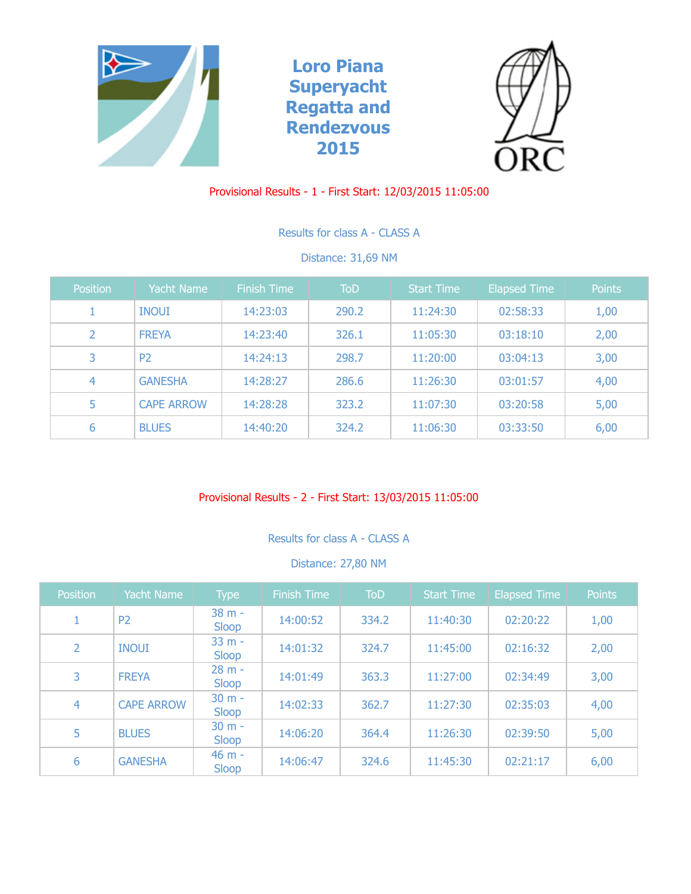# Loro Piana Superyacht Regatta and Rendezvous 2015

ORC

## Provisional Results - 1 - First Start: 12/03/2015 11:05:00

### Results for class A - CLASS A

Distance: 31,69 NM

| Position | Yacht Name | Finish Time | ToD | Start Time | Elapsed Time | Points |
|---|---|---|---|---|---|---|
| 1 | INOUI | 14:23:03 | 290.2 | 11:24:30 | 02:58:33 | 1,00 |
| 2 | FREYA | 14:23:40 | 326.1 | 11:05:30 | 03:18:10 | 2,00 |
| 3 | P2 | 14:24:13 | 298.7 | 11:20:00 | 03:04:13 | 3,00 |
| 4 | GANESHA | 14:28:27 | 286.6 | 11:26:30 | 03:01:57 | 4,00 |
| 5 | CAPE ARROW | 14:28:28 | 323.2 | 11:07:30 | 03:20:58 | 5,00 |
| 6 | BLUES | 14:40:20 | 324.2 | 11:06:30 | 03:33:50 | 6,00 |

## Provisional Results - 2 - First Start: 13/03/2015 11:05:00

### Results for class A - CLASS A

Distance: 27,80 NM

| Position | Yacht Name | Type | Finish Time | ToD | Start Time | Elapsed Time | Points |
|---|---|---|---|---|---|---|---|
| 1 | P2 | 38 m - Sloop | 14:00:52 | 334.2 | 11:40:30 | 02:20:22 | 1,00 |
| 2 | INOUI | 33 m - Sloop | 14:01:32 | 324.7 | 11:45:00 | 02:16:32 | 2,00 |
| 3 | FREYA | 28 m - Sloop | 14:01:49 | 363.3 | 11:27:00 | 02:34:49 | 3,00 |
| 4 | CAPE ARROW | 30 m - Sloop | 14:02:33 | 362.7 | 11:27:30 | 02:35:03 | 4,00 |
| 5 | BLUES | 30 m - Sloop | 14:06:20 | 364.4 | 11:26:30 | 02:39:50 | 5,00 |
| 6 | GANESHA | 46 m - Sloop | 14:06:47 | 324.6 | 11:45:30 | 02:21:17 | 6,00 |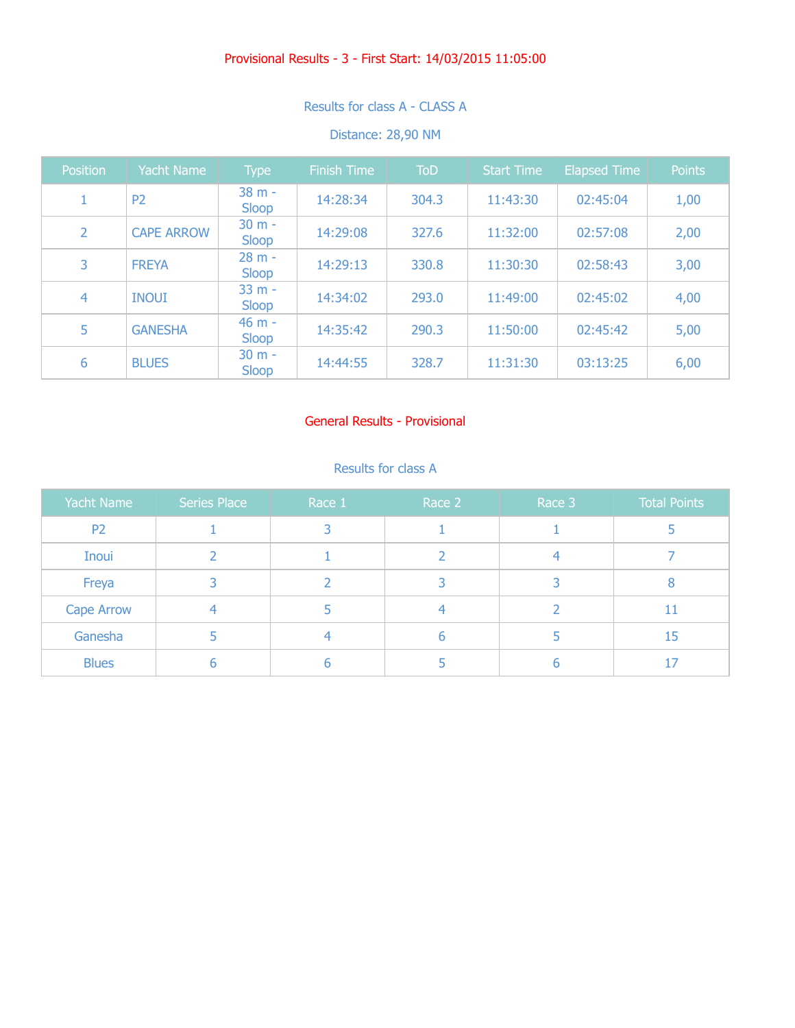## Provisional Results - 3 - First Start: 14/03/2015 11:05:00

### Results for class A - CLASS A

Distance: 28,90 NM

| Position | Yacht Name | Type | Finish Time | ToD | Start Time | Elapsed Time | Points |
|---|---|---|---|---|---|---|---|
| 1 | P2 | 38 m - Sloop | 14:28:34 | 304.3 | 11:43:30 | 02:45:04 | 1,00 |
| 2 | CAPE ARROW | 30 m - Sloop | 14:29:08 | 327.6 | 11:32:00 | 02:57:08 | 2,00 |
| 3 | FREYA | 28 m - Sloop | 14:29:13 | 330.8 | 11:30:30 | 02:58:43 | 3,00 |
| 4 | INOUI | 33 m - Sloop | 14:34:02 | 293.0 | 11:49:00 | 02:45:02 | 4,00 |
| 5 | GANESHA | 46 m - Sloop | 14:35:42 | 290.3 | 11:50:00 | 02:45:42 | 5,00 |
| 6 | BLUES | 30 m - Sloop | 14:44:55 | 328.7 | 11:31:30 | 03:13:25 | 6,00 |

## General Results - Provisional

### Results for class A

| Yacht Name | Series Place | Race 1 | Race 2 | Race 3 | Total Points |
|---|---|---|---|---|---|
| P2 | 1 | 3 | 1 | 1 | 5 |
| Inoui | 2 | 1 | 2 | 4 | 7 |
| Freya | 3 | 2 | 3 | 3 | 8 |
| Cape Arrow | 4 | 5 | 4 | 2 | 11 |
| Ganesha | 5 | 4 | 6 | 5 | 15 |
| Blues | 6 | 6 | 5 | 6 | 17 |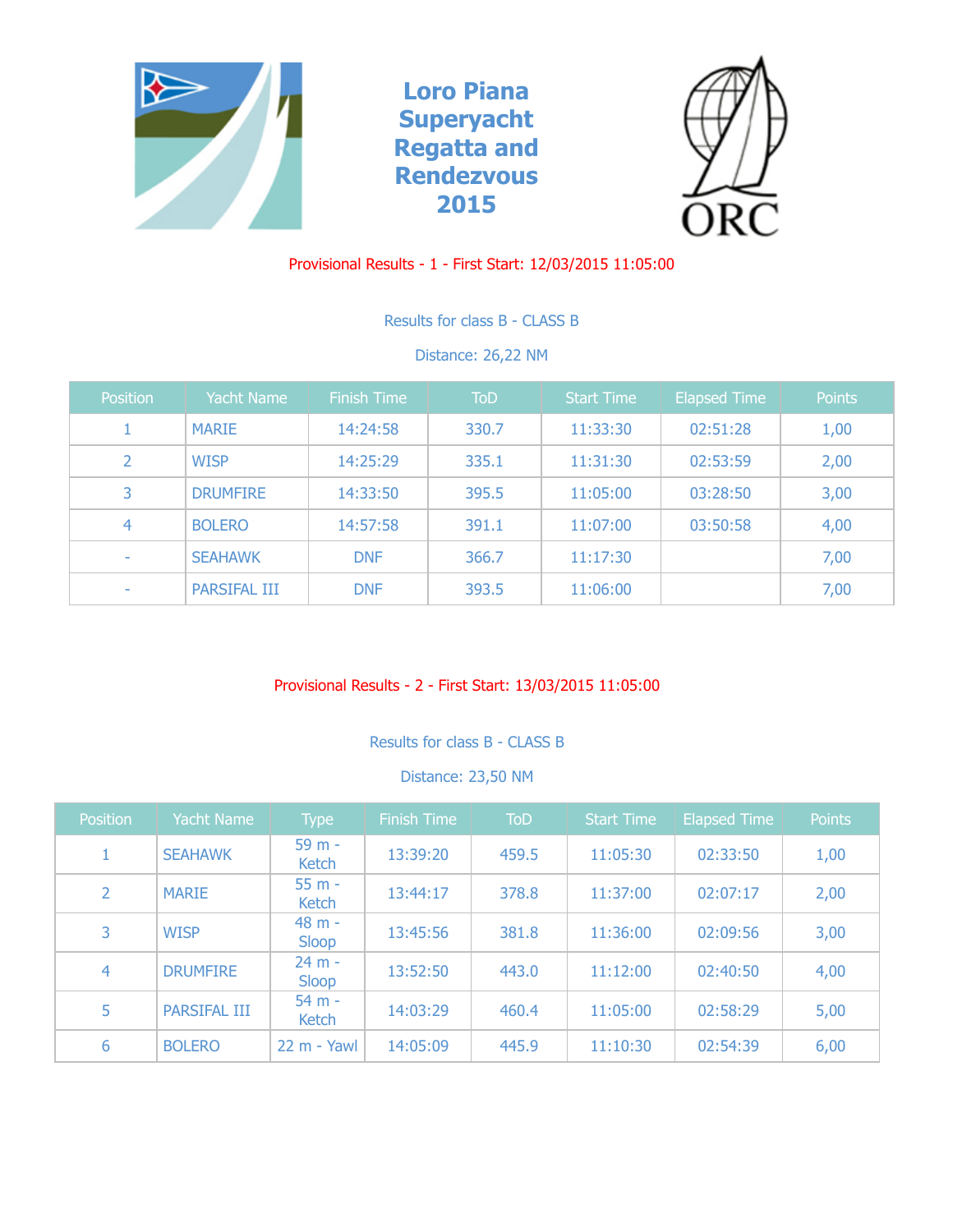# Loro Piana Superyacht Regatta and Rendezvous 2015

ORC

Provisional Results - 1 - First Start: 12/03/2015 11:05:00

Results for class B - CLASS B

Distance: 26,22 NM

| Position | Yacht Name | Finish Time | ToD | Start Time | Elapsed Time | Points |
|---|---|---|---|---|---|---|
| 1 | MARIE | 14:24:58 | 330.7 | 11:33:30 | 02:51:28 | 1,00 |
| 2 | WISP | 14:25:29 | 335.1 | 11:31:30 | 02:53:59 | 2,00 |
| 3 | DRUMFIRE | 14:33:50 | 395.5 | 11:05:00 | 03:28:50 | 3,00 |
| 4 | BOLERO | 14:57:58 | 391.1 | 11:07:00 | 03:50:58 | 4,00 |
| - | SEAHAWK | DNF | 366.7 | 11:17:30 | | 7,00 |
| - | PARSIFAL III | DNF | 393.5 | 11:06:00 | | 7,00 |

Provisional Results - 2 - First Start: 13/03/2015 11:05:00

Results for class B - CLASS B

Distance: 23,50 NM

| Position | Yacht Name | Type | Finish Time | ToD | Start Time | Elapsed Time | Points |
|---|---|---|---|---|---|---|---|
| 1 | SEAHAWK | 59 m - Ketch | 13:39:20 | 459.5 | 11:05:30 | 02:33:50 | 1,00 |
| 2 | MARIE | 55 m - Ketch | 13:44:17 | 378.8 | 11:37:00 | 02:07:17 | 2,00 |
| 3 | WISP | 48 m - Sloop | 13:45:56 | 381.8 | 11:36:00 | 02:09:56 | 3,00 |
| 4 | DRUMFIRE | 24 m - Sloop | 13:52:50 | 443.0 | 11:12:00 | 02:40:50 | 4,00 |
| 5 | PARSIFAL III | 54 m - Ketch | 14:03:29 | 460.4 | 11:05:00 | 02:58:29 | 5,00 |
| 6 | BOLERO | 22 m - Yawl | 14:05:09 | 445.9 | 11:10:30 | 02:54:39 | 6,00 |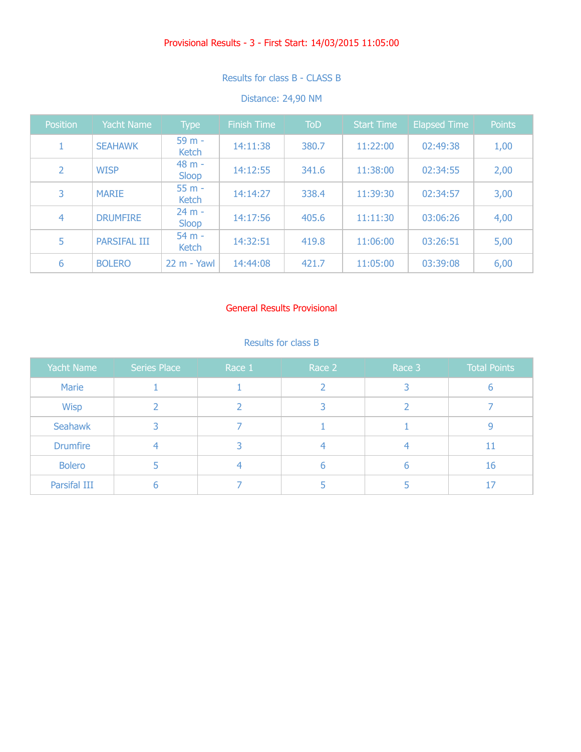## Provisional Results - 3 - First Start: 14/03/2015 11:05:00

### Results for class B - CLASS B

Distance: 24,90 NM

| Position | Yacht Name | Type | Finish Time | ToD | Start Time | Elapsed Time | Points |
|---|---|---|---|---|---|---|---|
| 1 | SEAHAWK | 59 m - Ketch | 14:11:38 | 380.7 | 11:22:00 | 02:49:38 | 1,00 |
| 2 | WISP | 48 m - Sloop | 14:12:55 | 341.6 | 11:38:00 | 02:34:55 | 2,00 |
| 3 | MARIE | 55 m - Ketch | 14:14:27 | 338.4 | 11:39:30 | 02:34:57 | 3,00 |
| 4 | DRUMFIRE | 24 m - Sloop | 14:17:56 | 405.6 | 11:11:30 | 03:06:26 | 4,00 |
| 5 | PARSIFAL III | 54 m - Ketch | 14:32:51 | 419.8 | 11:06:00 | 03:26:51 | 5,00 |
| 6 | BOLERO | 22 m - Yawl | 14:44:08 | 421.7 | 11:05:00 | 03:39:08 | 6,00 |

## General Results Provisional

### Results for class B

| Yacht Name | Series Place | Race 1 | Race 2 | Race 3 | Total Points |
|---|---|---|---|---|---|
| Marie | 1 | 1 | 2 | 3 | 6 |
| Wisp | 2 | 2 | 3 | 2 | 7 |
| Seahawk | 3 | 7 | 1 | 1 | 9 |
| Drumfire | 4 | 3 | 4 | 4 | 11 |
| Bolero | 5 | 4 | 6 | 6 | 16 |
| Parsifal III | 6 | 7 | 5 | 5 | 17 |